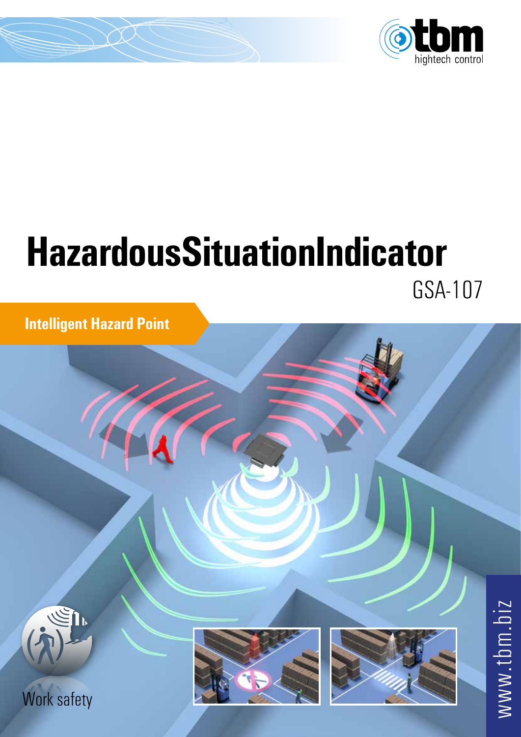tbm hightech control

# HazardousSituationIndicator

GSA-107

**Intelligent Hazard Point**

Work safety

www.tbm.biz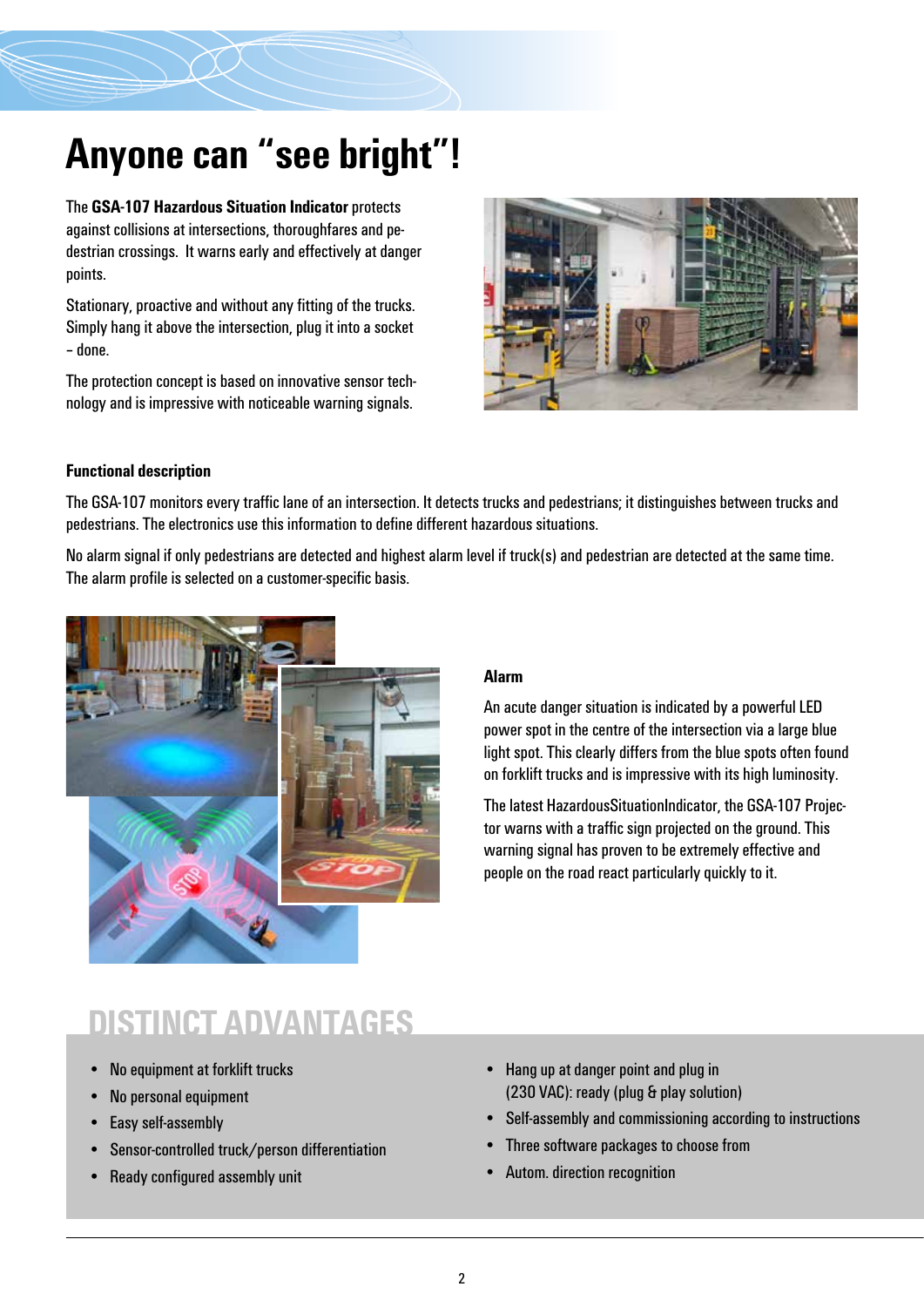# Anyone can "see bright"!

The **GSA-107 Hazardous Situation Indicator** protects against collisions at intersections, thoroughfares and pedestrian crossings. It warns early and effectively at danger points.

Stationary, proactive and without any fitting of the trucks. Simply hang it above the intersection, plug it into a socket – done.

The protection concept is based on innovative sensor technology and is impressive with noticeable warning signals.

### Functional description

The GSA-107 monitors every traffic lane of an intersection. It detects trucks and pedestrians; it distinguishes between trucks and pedestrians. The electronics use this information to define different hazardous situations.

No alarm signal if only pedestrians are detected and highest alarm level if truck(s) and pedestrian are detected at the same time. The alarm profile is selected on a customer-specific basis.

### Alarm

An acute danger situation is indicated by a powerful LED power spot in the centre of the intersection via a large blue light spot. This clearly differs from the blue spots often found on forklift trucks and is impressive with its high luminosity.

The latest HazardousSituationIndicator, the GSA-107 Projector warns with a traffic sign projected on the ground. This warning signal has proven to be extremely effective and people on the road react particularly quickly to it.

## DISTINCT ADVANTAGES

- No equipment at forklift trucks
- No personal equipment
- Easy self-assembly
- Sensor-controlled truck/person differentiation
- Ready configured assembly unit
- Hang up at danger point and plug in (230 VAC): ready (plug & play solution)
- Self-assembly and commissioning according to instructions
- Three software packages to choose from
- Autom. direction recognition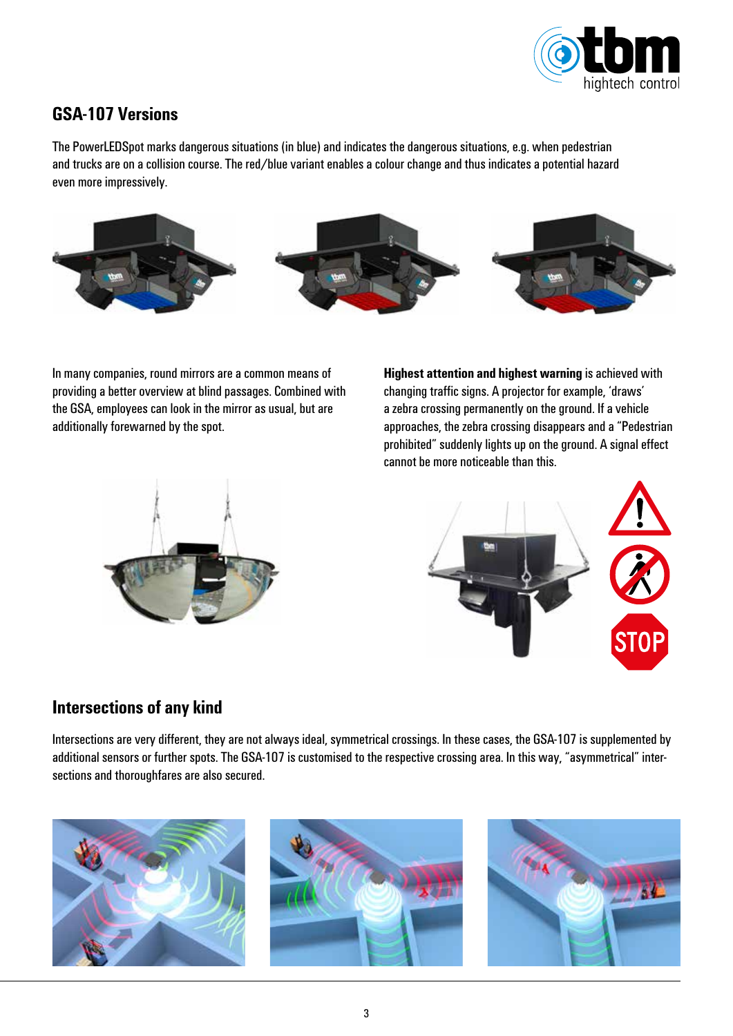## GSA-107 Versions

The PowerLEDSpot marks dangerous situations (in blue) and indicates the dangerous situations, e.g. when pedestrian and trucks are on a collision course. The red/blue variant enables a colour change and thus indicates a potential hazard even more impressively.

In many companies, round mirrors are a common means of providing a better overview at blind passages. Combined with the GSA, employees can look in the mirror as usual, but are additionally forewarned by the spot.

**Highest attention and highest warning** is achieved with changing traffic signs. A projector for example, 'draws' a zebra crossing permanently on the ground. If a vehicle approaches, the zebra crossing disappears and a "Pedestrian prohibited" suddenly lights up on the ground. A signal effect cannot be more noticeable than this.

## Intersections of any kind

Intersections are very different, they are not always ideal, symmetrical crossings. In these cases, the GSA-107 is supplemented by additional sensors or further spots. The GSA-107 is customised to the respective crossing area. In this way, "asymmetrical" intersections and thoroughfares are also secured.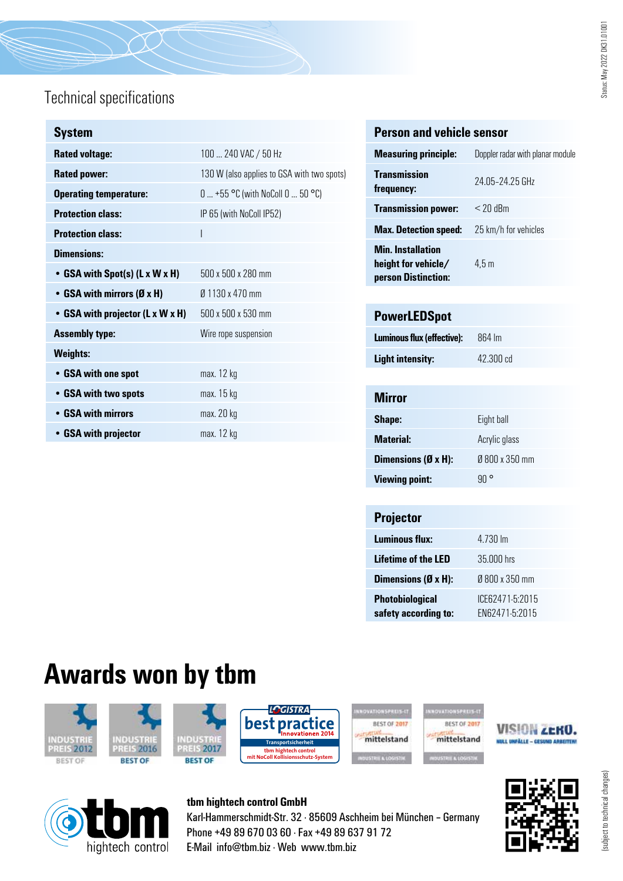# Technical specifications

## System

| | |
|---|---|
| **Rated voltage:** | 100 ... 240 VAC / 50 Hz |
| **Rated power:** | 130 W (also applies to GSA with two spots) |
| **Operating temperature:** | 0 ... +55 °C (with NoColl 0 ... 50 °C) |
| **Protection class:** | IP 65 (with NoColl IP52) |
| **Protection class:** | I |
| **Dimensions:** | |
| • **GSA with Spot(s) (L x W x H)** | 500 x 500 x 280 mm |
| • **GSA with mirrors (Ø x H)** | Ø 1130 x 470 mm |
| • **GSA with projector (L x W x H)** | 500 x 500 x 530 mm |
| **Assembly type:** | Wire rope suspension |
| **Weights:** | |
| • **GSA with one spot** | max. 12 kg |
| • **GSA with two spots** | max. 15 kg |
| • **GSA with mirrors** | max. 20 kg |
| • **GSA with projector** | max. 12 kg |

## Person and vehicle sensor

| | |
|---|---|
| **Measuring principle:** | Doppler radar with planar module |
| **Transmission frequency:** | 24.05-24.25 GHz |
| **Transmission power:** | < 20 dBm |
| **Max. Detection speed:** | 25 km/h for vehicles |
| **Min. Installation height for vehicle/ person Distinction:** | 4,5 m |

## PowerLEDSpot

| | |
|---|---|
| **Luminous flux (effective):** | 864 lm |
| **Light intensity:** | 42.300 cd |

## Mirror

| | |
|---|---|
| **Shape:** | Eight ball |
| **Material:** | Acrylic glass |
| **Dimensions (Ø x H):** | Ø 800 x 350 mm |
| **Viewing point:** | 90 ° |

## Projector

| | |
|---|---|
| **Luminous flux:** | 4.730 lm |
| **Lifetime of the LED** | 35.000 hrs |
| **Dimensions (Ø x H):** | Ø 800 x 350 mm |
| **Photobiological safety according to:** | ICE62471-5:2015 EN62471-5:2015 |

# Awards won by tbm

INDUSTRIE PREIS 2012 BEST OF · INDUSTRIE PREIS 2016 BEST OF · INDUSTRIE PREIS 2017 BEST OF · LOGISTRA best practice Innovationen 2014 Transportsicherheit tbm hightech control mit NoColl Kollisionsschutz-System · INNOVATIONSPREIS-IT BEST OF 2017 mittelstand INDUSTRIE & LOGISTIK · INNOVATIONSPREIS-IT BEST OF 2017 mittelstand INDUSTRIE & LOGISTIK · VISION ZERO. NULL UNFÄLLE – GESUND ARBEITEN!

tbm hightech control

**tbm hightech control GmbH**
Karl-Hammerschmidt-Str. 32 · 85609 Aschheim bei München – Germany
Phone +49 89 670 03 60 · Fax +49 89 637 91 72
E-Mail info@tbm.biz · Web www.tbm.biz

Status: May 2022 DK31.01001

(subject to technical changes)